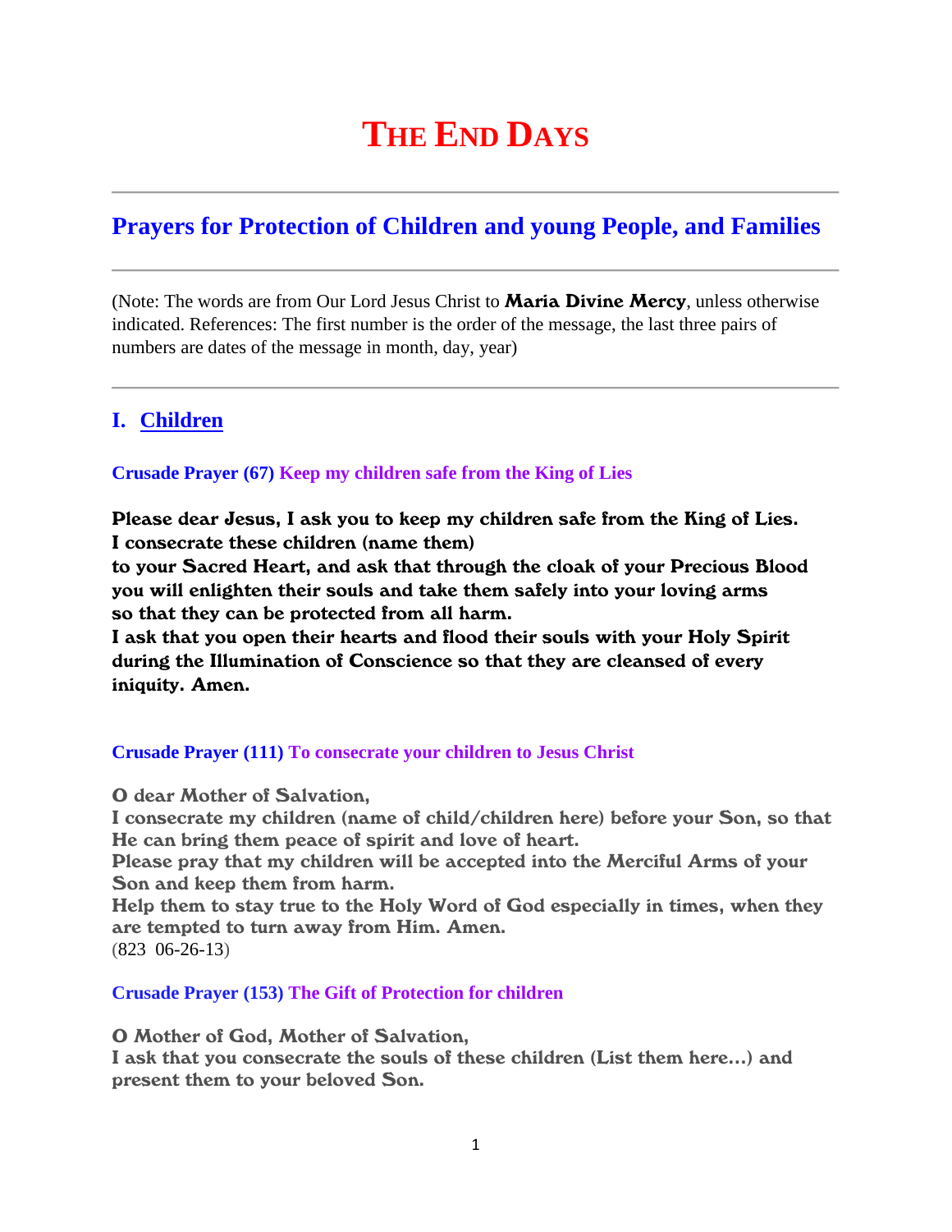# THE END DAYS

## Prayers for Protection of Children and young People, and Families

(Note: The words are from Our Lord Jesus Christ to **Maria Divine Mercy**, unless otherwise indicated. References: The first number is the order of the message, the last three pairs of numbers are dates of the message in month, day, year)

## I. Children

### Crusade Prayer (67) Keep my children safe from the King of Lies

**Please dear Jesus, I ask you to keep my children safe from the King of Lies.**
**I consecrate these children (name them)**
**to your Sacred Heart, and ask that through the cloak of your Precious Blood you will enlighten their souls and take them safely into your loving arms so that they can be protected from all harm.**
**I ask that you open their hearts and flood their souls with your Holy Spirit during the Illumination of Conscience so that they are cleansed of every iniquity. Amen.**

### Crusade Prayer (111) To consecrate your children to Jesus Christ

**O dear Mother of Salvation,**
**I consecrate my children (name of child/children here) before your Son, so that He can bring them peace of spirit and love of heart.**
**Please pray that my children will be accepted into the Merciful Arms of your Son and keep them from harm.**
**Help them to stay true to the Holy Word of God especially in times, when they are tempted to turn away from Him. Amen.**
(823 06-26-13)

### Crusade Prayer (153) The Gift of Protection for children

**O Mother of God, Mother of Salvation,**
**I ask that you consecrate the souls of these children (List them here…) and present them to your beloved Son.**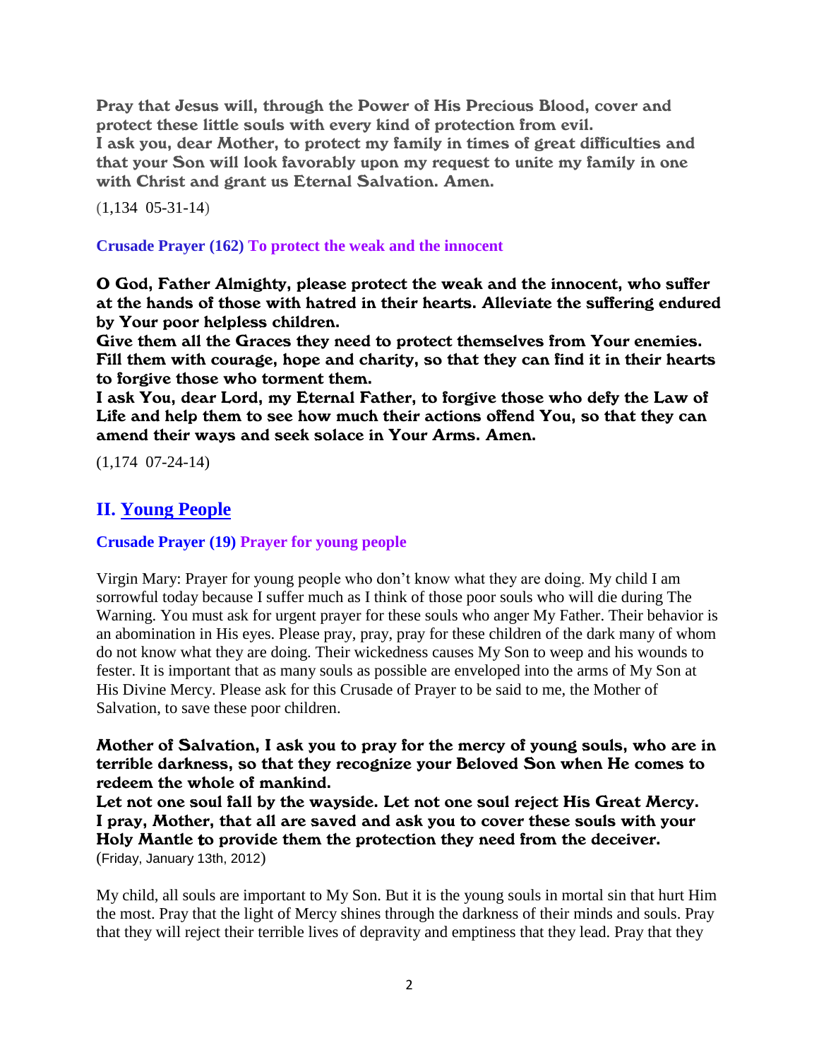**Pray that Jesus will, through the Power of His Precious Blood, cover and protect these little souls with every kind of protection from evil.**
**I ask you, dear Mother, to protect my family in times of great difficulties and that your Son will look favorably upon my request to unite my family in one with Christ and grant us Eternal Salvation. Amen.**

(1,134 05-31-14)

### Crusade Prayer (162) To protect the weak and the innocent

**O God, Father Almighty, please protect the weak and the innocent, who suffer at the hands of those with hatred in their hearts. Alleviate the suffering endured by Your poor helpless children.**
**Give them all the Graces they need to protect themselves from Your enemies. Fill them with courage, hope and charity, so that they can find it in their hearts to forgive those who torment them.**
**I ask You, dear Lord, my Eternal Father, to forgive those who defy the Law of Life and help them to see how much their actions offend You, so that they can amend their ways and seek solace in Your Arms. Amen.**

(1,174 07-24-14)

## II. Young People

### Crusade Prayer (19) Prayer for young people

Virgin Mary: Prayer for young people who don't know what they are doing. My child I am sorrowful today because I suffer much as I think of those poor souls who will die during The Warning. You must ask for urgent prayer for these souls who anger My Father. Their behavior is an abomination in His eyes. Please pray, pray, pray for these children of the dark many of whom do not know what they are doing. Their wickedness causes My Son to weep and his wounds to fester. It is important that as many souls as possible are enveloped into the arms of My Son at His Divine Mercy. Please ask for this Crusade of Prayer to be said to me, the Mother of Salvation, to save these poor children.

**Mother of Salvation, I ask you to pray for the mercy of young souls, who are in terrible darkness, so that they recognize your Beloved Son when He comes to redeem the whole of mankind.**
**Let not one soul fall by the wayside. Let not one soul reject His Great Mercy. I pray, Mother, that all are saved and ask you to cover these souls with your Holy Mantle to provide them the protection they need from the deceiver.**
(Friday, January 13th, 2012)

My child, all souls are important to My Son. But it is the young souls in mortal sin that hurt Him the most. Pray that the light of Mercy shines through the darkness of their minds and souls. Pray that they will reject their terrible lives of depravity and emptiness that they lead. Pray that they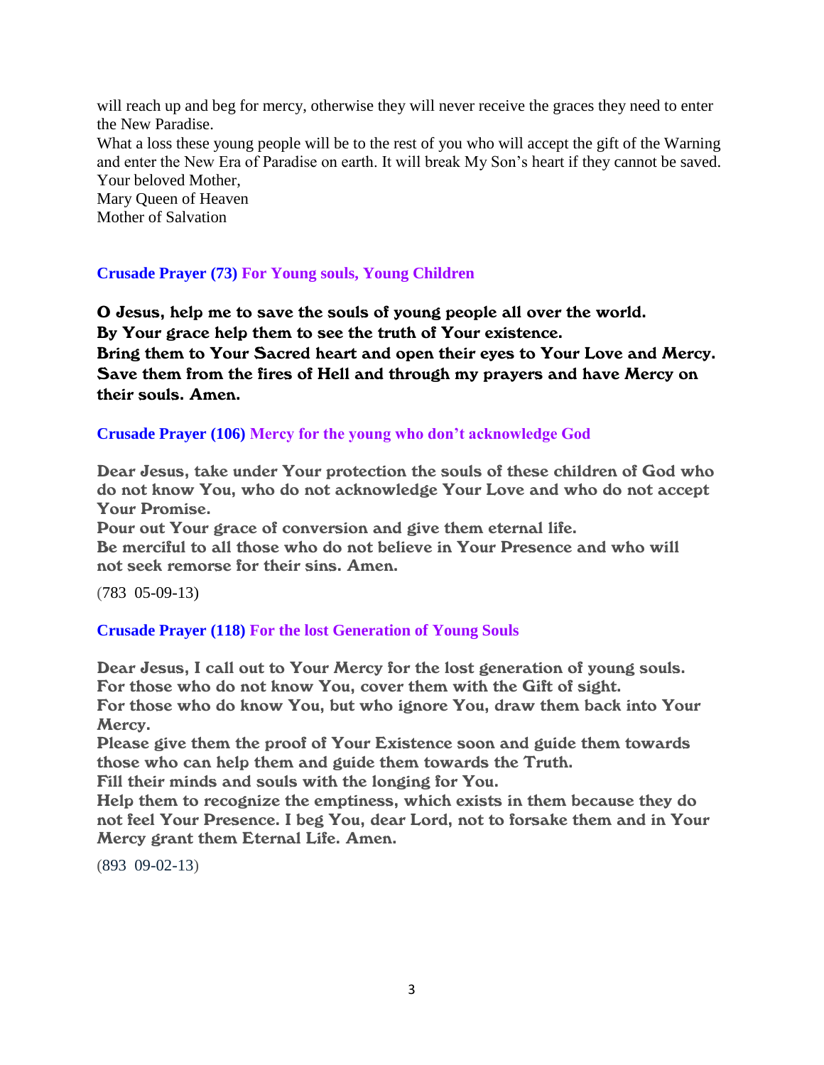will reach up and beg for mercy, otherwise they will never receive the graces they need to enter the New Paradise.

What a loss these young people will be to the rest of you who will accept the gift of the Warning and enter the New Era of Paradise on earth. It will break My Son's heart if they cannot be saved.

Your beloved Mother,
Mary Queen of Heaven
Mother of Salvation

### Crusade Prayer (73) For Young souls, Young Children

**O Jesus, help me to save the souls of young people all over the world.**
**By Your grace help them to see the truth of Your existence.**
**Bring them to Your Sacred heart and open their eyes to Your Love and Mercy.**
**Save them from the fires of Hell and through my prayers and have Mercy on their souls. Amen.**

### Crusade Prayer (106) Mercy for the young who don't acknowledge God

**Dear Jesus, take under Your protection the souls of these children of God who do not know You, who do not acknowledge Your Love and who do not accept Your Promise.**
**Pour out Your grace of conversion and give them eternal life.**
**Be merciful to all those who do not believe in Your Presence and who will not seek remorse for their sins. Amen.**

(783 05-09-13)

### Crusade Prayer (118) For the lost Generation of Young Souls

**Dear Jesus, I call out to Your Mercy for the lost generation of young souls.**
**For those who do not know You, cover them with the Gift of sight.**
**For those who do know You, but who ignore You, draw them back into Your Mercy.**
**Please give them the proof of Your Existence soon and guide them towards those who can help them and guide them towards the Truth.**
**Fill their minds and souls with the longing for You.**
**Help them to recognize the emptiness, which exists in them because they do not feel Your Presence. I beg You, dear Lord, not to forsake them and in Your Mercy grant them Eternal Life. Amen.**

(893 09-02-13)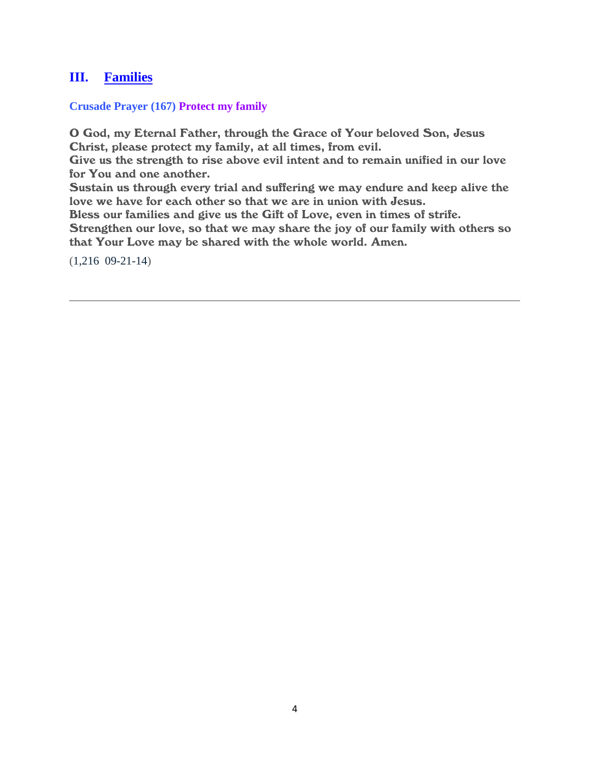## III. Families

### Crusade Prayer (167) Protect my family

**O God, my Eternal Father, through the Grace of Your beloved Son, Jesus Christ, please protect my family, at all times, from evil.**
**Give us the strength to rise above evil intent and to remain unified in our love for You and one another.**
**Sustain us through every trial and suffering we may endure and keep alive the love we have for each other so that we are in union with Jesus.**
**Bless our families and give us the Gift of Love, even in times of strife.**
**Strengthen our love, so that we may share the joy of our family with others so that Your Love may be shared with the whole world. Amen.**

(1,216 09-21-14)

---